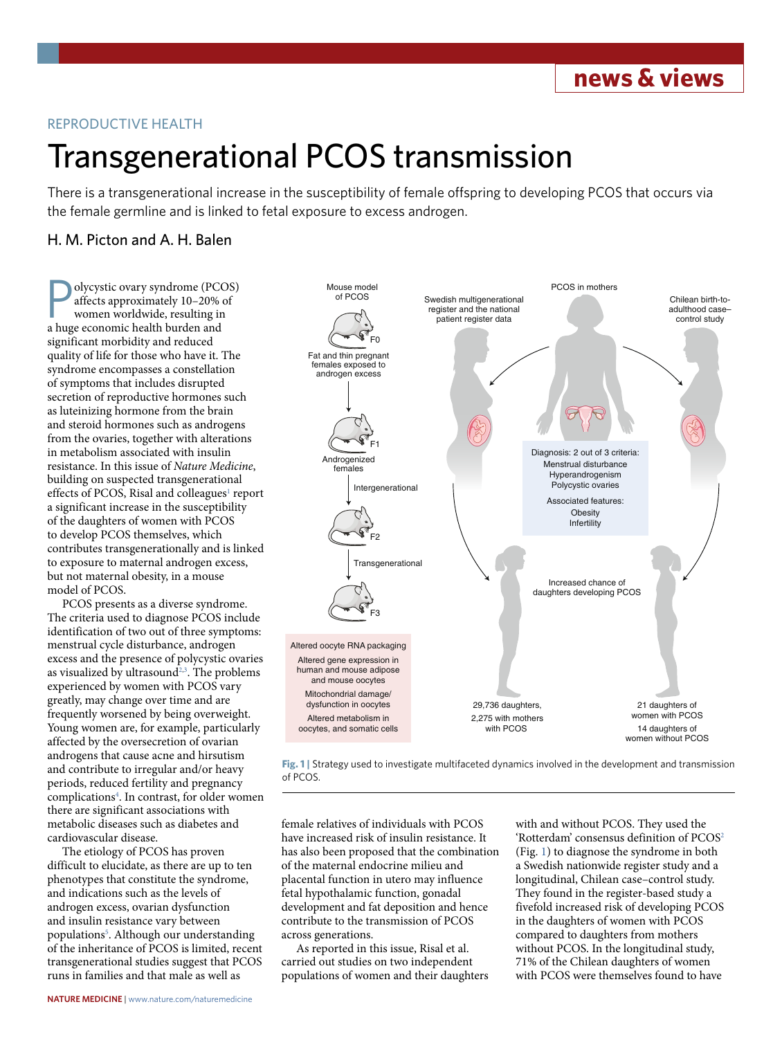news & views

REPRODUCTIVE HEALTH

# Transgenerational PCOS transmission

There is a transgenerational increase in the susceptibility of female offspring to developing PCOS that occurs via the female germline and is linked to fetal exposure to excess androgen.

## H. M. Picton and A. H. Balen

Polycystic ovary syndrome (PCOS) affects approximately 10–20% of women worldwide, resulting in a huge economic health burden and significant morbidity and reduced quality of life for those who have it. The syndrome encompasses a constellation of symptoms that includes disrupted secretion of reproductive hormones such as luteinizing hormone from the brain and steroid hormones such as androgens from the ovaries, together with alterations in metabolism associated with insulin resistance. In this issue of *Nature Medicine*, building on suspected transgenerational effects of PCOS, Risal and colleagues[1] report a significant increase in the susceptibility of the daughters of women with PCOS to develop PCOS themselves, which contributes transgenerationally and is linked to exposure to maternal androgen excess, but not maternal obesity, in a mouse model of PCOS.

PCOS presents as a diverse syndrome. The criteria used to diagnose PCOS include identification of two out of three symptoms: menstrual cycle disturbance, androgen excess and the presence of polycystic ovaries as visualized by ultrasound[2,3]. The problems experienced by women with PCOS vary greatly, may change over time and are frequently worsened by being overweight. Young women are, for example, particularly affected by the oversecretion of ovarian androgens that cause acne and hirsutism and contribute to irregular and/or heavy periods, reduced fertility and pregnancy complications[4]. In contrast, for older women there are significant associations with metabolic diseases such as diabetes and cardiovascular disease.

The etiology of PCOS has proven difficult to elucidate, as there are up to ten phenotypes that constitute the syndrome, and indications such as the levels of androgen excess, ovarian dysfunction and insulin resistance vary between populations[5]. Although our understanding of the inheritance of PCOS is limited, recent transgenerational studies suggest that PCOS runs in families and that male as well as

Mouse model of PCOS

F0

Fat and thin pregnant females exposed to androgen excess

F1

Androgenized females

Intergenerational

F2

Transgenerational

F3

Altered oocyte RNA packaging

Altered gene expression in human and mouse adipose and mouse oocytes

Mitochondrial damage/ dysfunction in oocytes

Altered metabolism in oocytes, and somatic cells

Swedish multigenerational register and the national patient register data

PCOS in mothers

Chilean birth-to-adulthood case–control study

Diagnosis: 2 out of 3 criteria:
Menstrual disturbance
Hyperandrogenism
Polycystic ovaries

Associated features:
Obesity
Infertility

Increased chance of daughters developing PCOS

29,736 daughters, 2,275 with mothers with PCOS

21 daughters of women with PCOS
14 daughters of women without PCOS

**Fig. 1 |** Strategy used to investigate multifaceted dynamics involved in the development and transmission of PCOS.

female relatives of individuals with PCOS have increased risk of insulin resistance. It has also been proposed that the combination of the maternal endocrine milieu and placental function in utero may influence fetal hypothalamic function, gonadal development and fat deposition and hence contribute to the transmission of PCOS across generations.

As reported in this issue, Risal et al. carried out studies on two independent populations of women and their daughters with and without PCOS. They used the 'Rotterdam' consensus definition of PCOS[2] (Fig. 1) to diagnose the syndrome in both a Swedish nationwide register study and a longitudinal, Chilean case–control study. They found in the register-based study a fivefold increased risk of developing PCOS in the daughters of women with PCOS compared to daughters from mothers without PCOS. In the longitudinal study, 71% of the Chilean daughters of women with PCOS were themselves found to have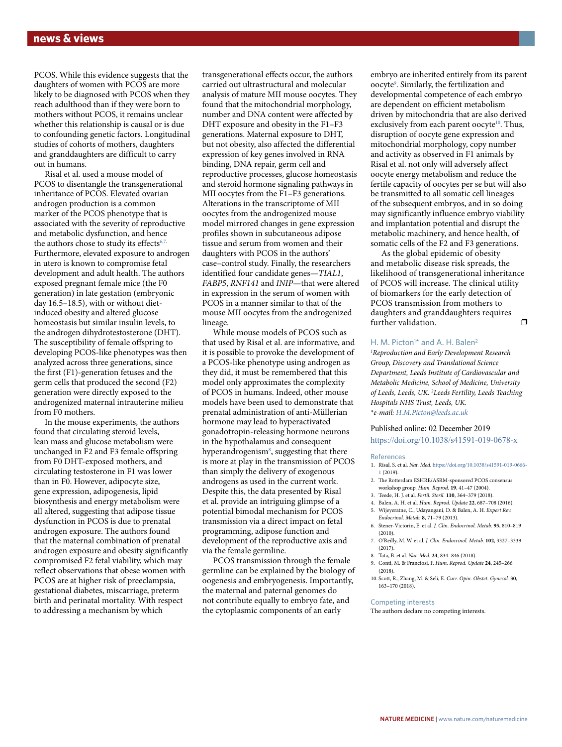PCOS. While this evidence suggests that the daughters of women with PCOS are more likely to be diagnosed with PCOS when they reach adulthood than if they were born to mothers without PCOS, it remains unclear whether this relationship is causal or is due to confounding genetic factors. Longitudinal studies of cohorts of mothers, daughters and granddaughters are difficult to carry out in humans.

Risal et al. used a mouse model of PCOS to disentangle the transgenerational inheritance of PCOS. Elevated ovarian androgen production is a common marker of the PCOS phenotype that is associated with the severity of reproductive and metabolic dysfunction, and hence the authors chose to study its effects[6,7]. Furthermore, elevated exposure to androgen in utero is known to compromise fetal development and adult health. The authors exposed pregnant female mice (the F0 generation) in late gestation (embryonic day 16.5–18.5), with or without diet-induced obesity and altered glucose homeostasis but similar insulin levels, to the androgen dihydrotestosterone (DHT). The susceptibility of female offspring to developing PCOS-like phenotypes was then analyzed across three generations, since the first (F1)-generation fetuses and the germ cells that produced the second (F2) generation were directly exposed to the androgenized maternal intrauterine milieu from F0 mothers.

In the mouse experiments, the authors found that circulating steroid levels, lean mass and glucose metabolism were unchanged in F2 and F3 female offspring from F0 DHT-exposed mothers, and circulating testosterone in F1 was lower than in F0. However, adipocyte size, gene expression, adipogenesis, lipid biosynthesis and energy metabolism were all altered, suggesting that adipose tissue dysfunction in PCOS is due to prenatal androgen exposure. The authors found that the maternal combination of prenatal androgen exposure and obesity significantly compromised F2 fetal viability, which may reflect observations that obese women with PCOS are at higher risk of preeclampsia, gestational diabetes, miscarriage, preterm birth and perinatal mortality. With respect to addressing a mechanism by which transgenerational effects occur, the authors carried out ultrastructural and molecular analysis of mature MII mouse oocytes. They found that the mitochondrial morphology, number and DNA content were affected by DHT exposure and obesity in the F1–F3 generations. Maternal exposure to DHT, but not obesity, also affected the differential expression of key genes involved in RNA binding, DNA repair, germ cell and reproductive processes, glucose homeostasis and steroid hormone signaling pathways in MII oocytes from the F1–F3 generations. Alterations in the transcriptome of MII oocytes from the androgenized mouse model mirrored changes in gene expression profiles shown in subcutaneous adipose tissue and serum from women and their daughters with PCOS in the authors' case–control study. Finally, the researchers identified four candidate genes—*TIAL1*, *FABP5*, *RNF141* and *INIP*—that were altered in expression in the serum of women with PCOS in a manner similar to that of the mouse MII oocytes from the androgenized lineage.

While mouse models of PCOS such as that used by Risal et al. are informative, and it is possible to provoke the development of a PCOS-like phenotype using androgen as they did, it must be remembered that this model only approximates the complexity of PCOS in humans. Indeed, other mouse models have been used to demonstrate that prenatal administration of anti-Müllerian hormone may lead to hyperactivated gonadotropin-releasing hormone neurons in the hypothalamus and consequent hyperandrogenism[8], suggesting that there is more at play in the transmission of PCOS than simply the delivery of exogenous androgens as used in the current work. Despite this, the data presented by Risal et al. provide an intriguing glimpse of a potential bimodal mechanism for PCOS transmission via a direct impact on fetal programming, adipose function and development of the reproductive axis and via the female germline.

PCOS transmission through the female germline can be explained by the biology of oogenesis and embryogenesis. Importantly, the maternal and paternal genomes do not contribute equally to embryo fate, and the cytoplasmic components of an early embryo are inherited entirely from its parent oocyte[9]. Similarly, the fertilization and developmental competence of each embryo are dependent on efficient metabolism driven by mitochondria that are also derived exclusively from each parent oocyte[10]. Thus, disruption of oocyte gene expression and mitochondrial morphology, copy number and activity as observed in F1 animals by Risal et al. not only will adversely affect oocyte energy metabolism and reduce the fertile capacity of oocytes per se but will also be transmitted to all somatic cell lineages of the subsequent embryos, and in so doing may significantly influence embryo viability and implantation potential and disrupt the metabolic machinery, and hence health, of somatic cells of the F2 and F3 generations.

As the global epidemic of obesity and metabolic disease risk spreads, the likelihood of transgenerational inheritance of PCOS will increase. The clinical utility of biomarkers for the early detection of PCOS transmission from mothers to daughters and granddaughters requires further validation. ❐

H. M. Picton[1]* and A. H. Balen[2]

[1]*Reproduction and Early Development Research Group, Discovery and Translational Science Department, Leeds Institute of Cardiovascular and Metabolic Medicine, School of Medicine, University of Leeds, Leeds, UK.* [2]*Leeds Fertility, Leeds Teaching Hospitals NHS Trust, Leeds, UK.*
*\*e-mail: H.M.Picton@leeds.ac.uk*

Published online: 02 December 2019
https://doi.org/10.1038/s41591-019-0678-x

## References

1. Risal, S. et al. *Nat. Med*. https://doi.org/10.1038/s41591-019-0666-1 (2019).
2. The Rotterdam ESHRE/ASRM-sponsored PCOS consensus workshop group. *Hum. Reprod.* **19**, 41–47 (2004).
3. Teede, H. J. et al. *Fertil. Steril.* **110**, 364–379 (2018).
4. Balen, A. H. et al. *Hum. Reprod. Update* **22**, 687–708 (2016).
5. Wijeyeratne, C., Udayangani, D. & Balen, A. H. *Expert Rev. Endocrinol. Metab.* **8**, 71–79 (2013).
6. Stener-Victorin, E. et al. *J. Clin. Endocrinol. Metab.* **95**, 810–819 (2010).
7. O'Reilly, M. W. et al. *J. Clin. Endocrinol. Metab.* **102**, 3327–3339 (2017).
8. Tata, B. et al. *Nat. Med.* **24**, 834–846 (2018).
9. Conti, M. & Franciosi, F. *Hum. Reprod. Update* **24**, 245–266 (2018).
10. Scott, R., Zhang, M. & Seli, E. *Curr. Opin. Obstet. Gynecol.* **30**, 163–170 (2018).

## Competing interests

The authors declare no competing interests.